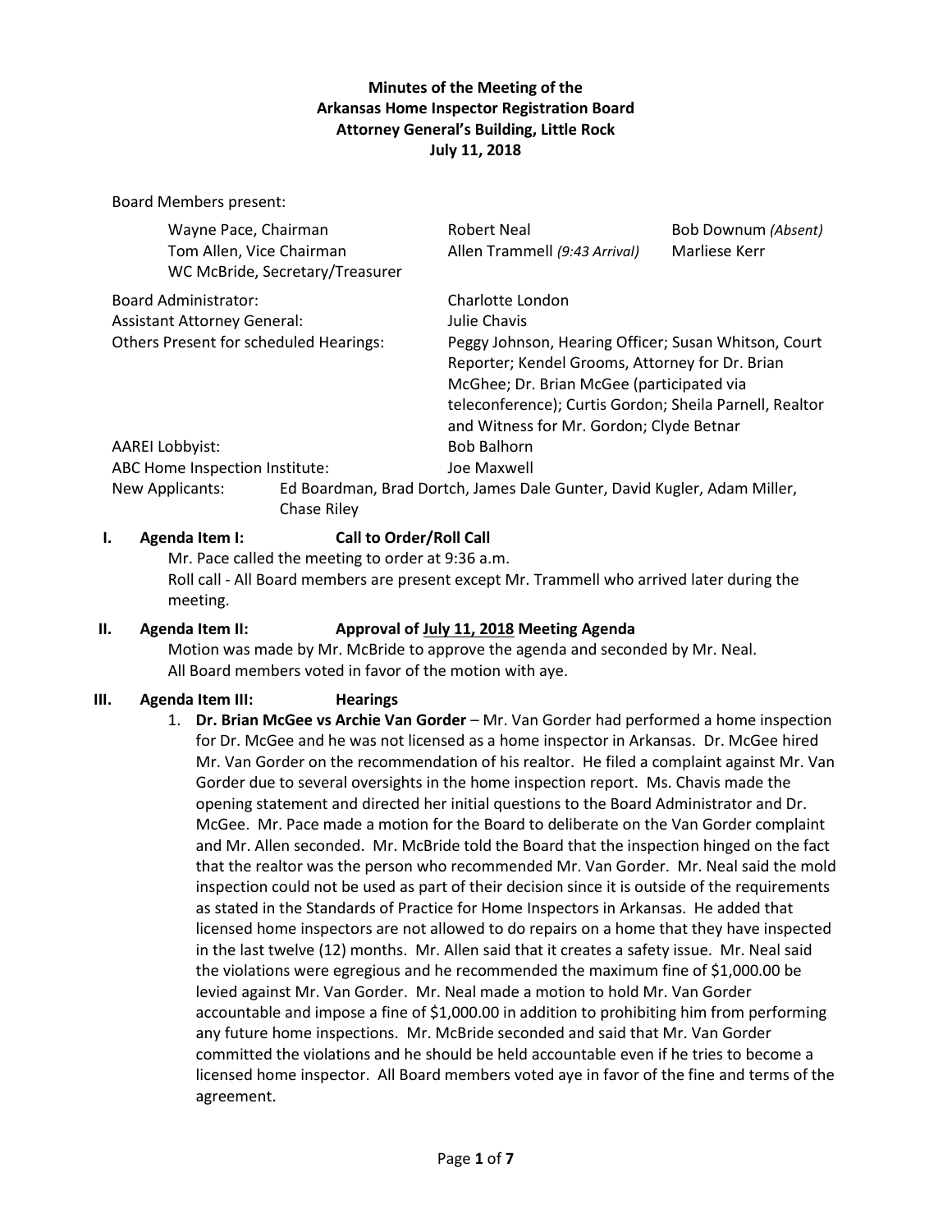**Minutes of the Meeting of the**
**Arkansas Home Inspector Registration Board**
**Attorney General's Building, Little Rock**
**July 11, 2018**

Board Members present:

| | | |
|---|---|---|
| Wayne Pace, Chairman | Robert Neal | Bob Downum *(Absent)* |
| Tom Allen, Vice Chairman | Allen Trammell *(9:43 Arrival)* | Marliese Kerr |
| WC McBride, Secretary/Treasurer | | |

| | |
|---|---|
| Board Administrator: | Charlotte London |
| Assistant Attorney General: | Julie Chavis |
| Others Present for scheduled Hearings: | Peggy Johnson, Hearing Officer; Susan Whitson, Court Reporter; Kendel Grooms, Attorney for Dr. Brian McGhee; Dr. Brian McGee (participated via teleconference); Curtis Gordon; Sheila Parnell, Realtor and Witness for Mr. Gordon; Clyde Betnar |
| AAREI Lobbyist: | Bob Balhorn |
| ABC Home Inspection Institute: | Joe Maxwell |
| New Applicants: | Ed Boardman, Brad Dortch, James Dale Gunter, David Kugler, Adam Miller, Chase Riley |

**I. Agenda Item I: Call to Order/Roll Call**

Mr. Pace called the meeting to order at 9:36 a.m.
Roll call - All Board members are present except Mr. Trammell who arrived later during the meeting.

**II. Agenda Item II: Approval of July 11, 2018 Meeting Agenda**

Motion was made by Mr. McBride to approve the agenda and seconded by Mr. Neal. All Board members voted in favor of the motion with aye.

**III. Agenda Item III: Hearings**

1. **Dr. Brian McGee vs Archie Van Gorder** – Mr. Van Gorder had performed a home inspection for Dr. McGee and he was not licensed as a home inspector in Arkansas. Dr. McGee hired Mr. Van Gorder on the recommendation of his realtor. He filed a complaint against Mr. Van Gorder due to several oversights in the home inspection report. Ms. Chavis made the opening statement and directed her initial questions to the Board Administrator and Dr. McGee. Mr. Pace made a motion for the Board to deliberate on the Van Gorder complaint and Mr. Allen seconded. Mr. McBride told the Board that the inspection hinged on the fact that the realtor was the person who recommended Mr. Van Gorder. Mr. Neal said the mold inspection could not be used as part of their decision since it is outside of the requirements as stated in the Standards of Practice for Home Inspectors in Arkansas. He added that licensed home inspectors are not allowed to do repairs on a home that they have inspected in the last twelve (12) months. Mr. Allen said that it creates a safety issue. Mr. Neal said the violations were egregious and he recommended the maximum fine of $1,000.00 be levied against Mr. Van Gorder. Mr. Neal made a motion to hold Mr. Van Gorder accountable and impose a fine of $1,000.00 in addition to prohibiting him from performing any future home inspections. Mr. McBride seconded and said that Mr. Van Gorder committed the violations and he should be held accountable even if he tries to become a licensed home inspector. All Board members voted aye in favor of the fine and terms of the agreement.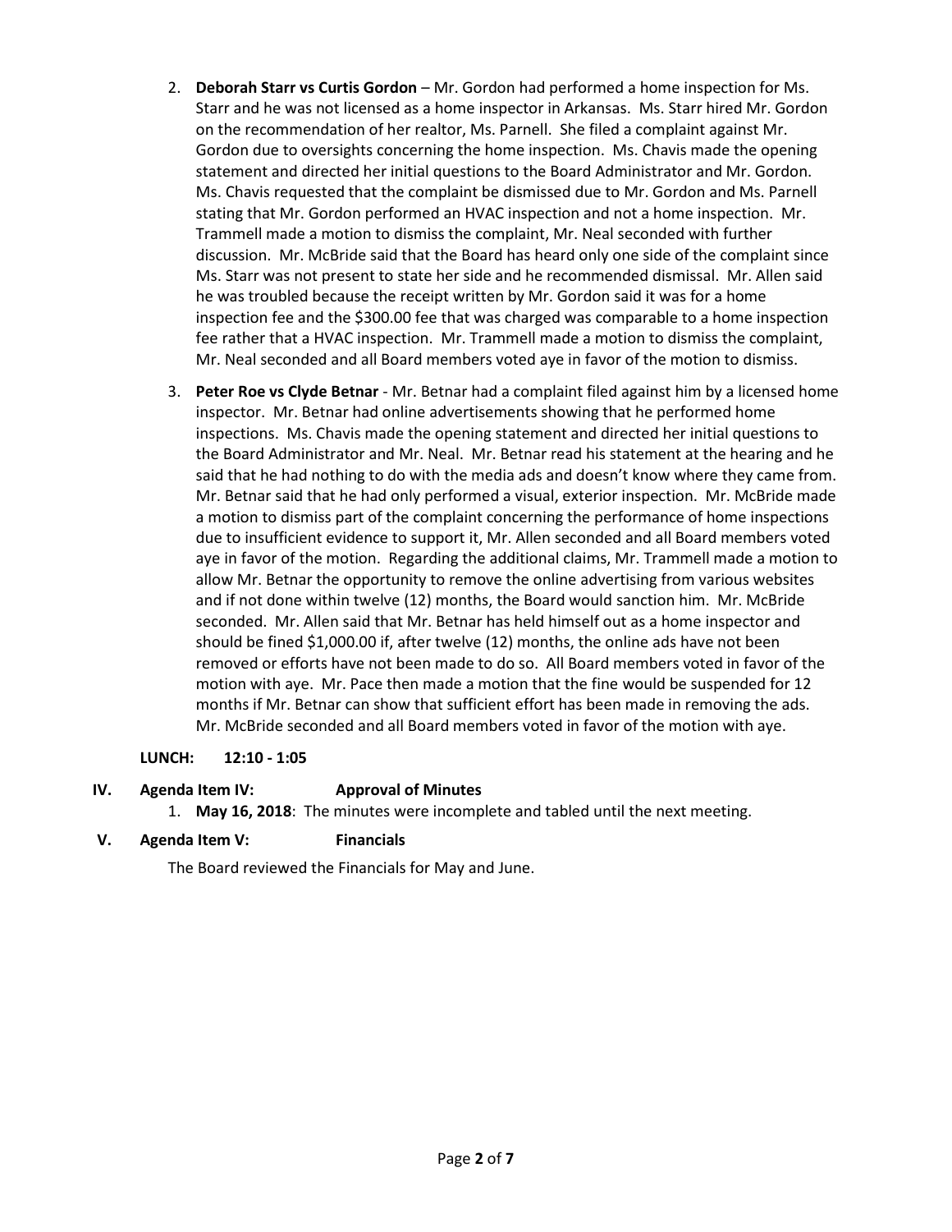2. **Deborah Starr vs Curtis Gordon** – Mr. Gordon had performed a home inspection for Ms. Starr and he was not licensed as a home inspector in Arkansas. Ms. Starr hired Mr. Gordon on the recommendation of her realtor, Ms. Parnell. She filed a complaint against Mr. Gordon due to oversights concerning the home inspection. Ms. Chavis made the opening statement and directed her initial questions to the Board Administrator and Mr. Gordon. Ms. Chavis requested that the complaint be dismissed due to Mr. Gordon and Ms. Parnell stating that Mr. Gordon performed an HVAC inspection and not a home inspection. Mr. Trammell made a motion to dismiss the complaint, Mr. Neal seconded with further discussion. Mr. McBride said that the Board has heard only one side of the complaint since Ms. Starr was not present to state her side and he recommended dismissal. Mr. Allen said he was troubled because the receipt written by Mr. Gordon said it was for a home inspection fee and the $300.00 fee that was charged was comparable to a home inspection fee rather that a HVAC inspection. Mr. Trammell made a motion to dismiss the complaint, Mr. Neal seconded and all Board members voted aye in favor of the motion to dismiss.

3. **Peter Roe vs Clyde Betnar** - Mr. Betnar had a complaint filed against him by a licensed home inspector. Mr. Betnar had online advertisements showing that he performed home inspections. Ms. Chavis made the opening statement and directed her initial questions to the Board Administrator and Mr. Neal. Mr. Betnar read his statement at the hearing and he said that he had nothing to do with the media ads and doesn't know where they came from. Mr. Betnar said that he had only performed a visual, exterior inspection. Mr. McBride made a motion to dismiss part of the complaint concerning the performance of home inspections due to insufficient evidence to support it, Mr. Allen seconded and all Board members voted aye in favor of the motion. Regarding the additional claims, Mr. Trammell made a motion to allow Mr. Betnar the opportunity to remove the online advertising from various websites and if not done within twelve (12) months, the Board would sanction him. Mr. McBride seconded. Mr. Allen said that Mr. Betnar has held himself out as a home inspector and should be fined $1,000.00 if, after twelve (12) months, the online ads have not been removed or efforts have not been made to do so. All Board members voted in favor of the motion with aye. Mr. Pace then made a motion that the fine would be suspended for 12 months if Mr. Betnar can show that sufficient effort has been made in removing the ads. Mr. McBride seconded and all Board members voted in favor of the motion with aye.

**LUNCH: 12:10 - 1:05**

**IV. Agenda Item IV: Approval of Minutes**

1. **May 16, 2018**: The minutes were incomplete and tabled until the next meeting.

**V. Agenda Item V: Financials**

The Board reviewed the Financials for May and June.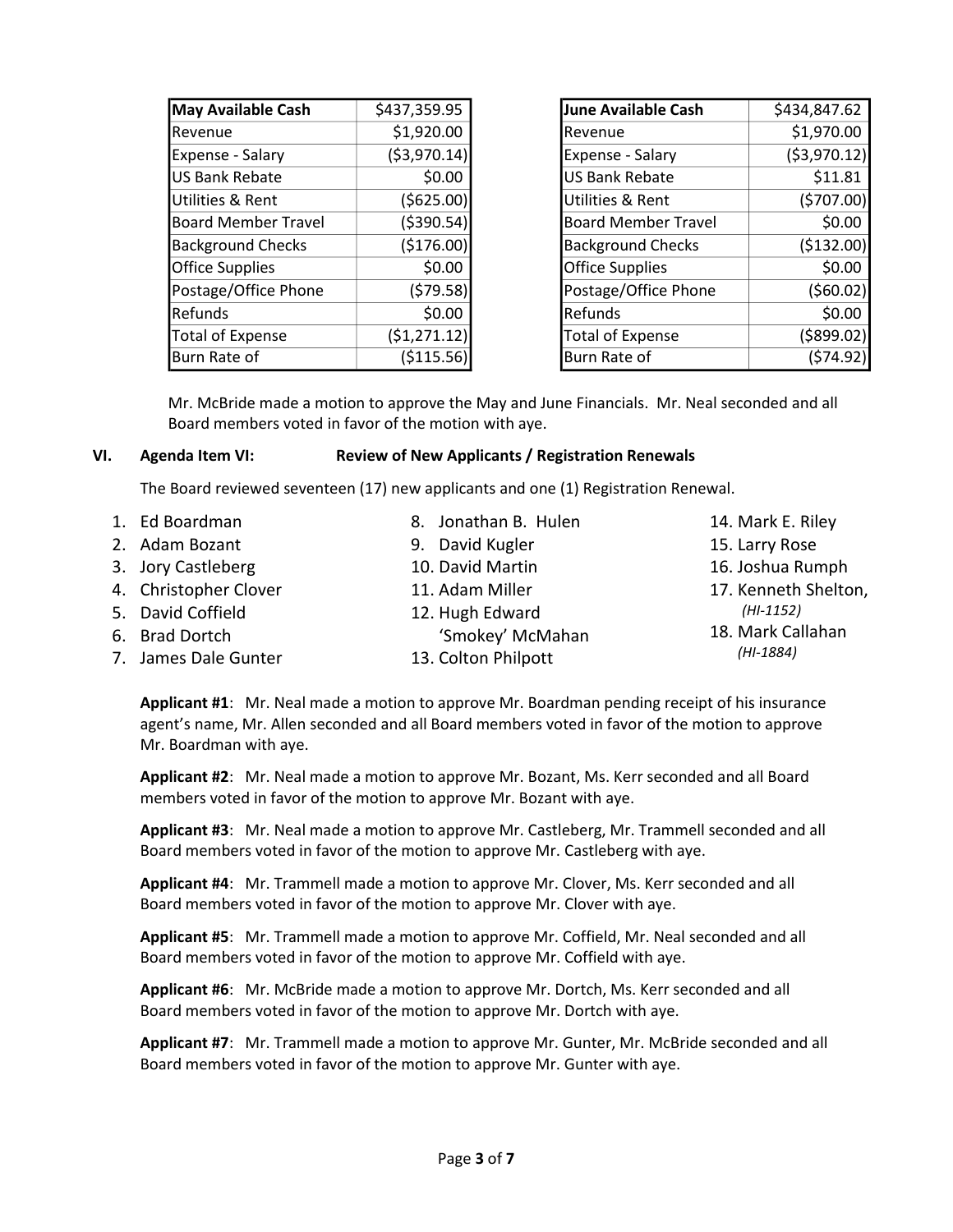| May Available Cash | $437,359.95 |
|---|---|
| Revenue | $1,920.00 |
| Expense - Salary | ($3,970.14) |
| US Bank Rebate | $0.00 |
| Utilities & Rent | ($625.00) |
| Board Member Travel | ($390.54) |
| Background Checks | ($176.00) |
| Office Supplies | $0.00 |
| Postage/Office Phone | ($79.58) |
| Refunds | $0.00 |
| Total of Expense | ($1,271.12) |
| Burn Rate of | ($115.56) |

| June Available Cash | $434,847.62 |
|---|---|
| Revenue | $1,970.00 |
| Expense - Salary | ($3,970.12) |
| US Bank Rebate | $11.81 |
| Utilities & Rent | ($707.00) |
| Board Member Travel | $0.00 |
| Background Checks | ($132.00) |
| Office Supplies | $0.00 |
| Postage/Office Phone | ($60.02) |
| Refunds | $0.00 |
| Total of Expense | ($899.02) |
| Burn Rate of | ($74.92) |

Mr. McBride made a motion to approve the May and June Financials. Mr. Neal seconded and all Board members voted in favor of the motion with aye.

## VI. Agenda Item VI: Review of New Applicants / Registration Renewals

The Board reviewed seventeen (17) new applicants and one (1) Registration Renewal.

1. Ed Boardman
2. Adam Bozant
3. Jory Castleberg
4. Christopher Clover
5. David Coffield
6. Brad Dortch
7. James Dale Gunter
8. Jonathan B. Hulen
9. David Kugler
10. David Martin
11. Adam Miller
12. Hugh Edward 'Smokey' McMahan
13. Colton Philpott
14. Mark E. Riley
15. Larry Rose
16. Joshua Rumph
17. Kenneth Shelton, *(HI-1152)*
18. Mark Callahan *(HI-1884)*

**Applicant #1**: Mr. Neal made a motion to approve Mr. Boardman pending receipt of his insurance agent's name, Mr. Allen seconded and all Board members voted in favor of the motion to approve Mr. Boardman with aye.

**Applicant #2**: Mr. Neal made a motion to approve Mr. Bozant, Ms. Kerr seconded and all Board members voted in favor of the motion to approve Mr. Bozant with aye.

**Applicant #3**: Mr. Neal made a motion to approve Mr. Castleberg, Mr. Trammell seconded and all Board members voted in favor of the motion to approve Mr. Castleberg with aye.

**Applicant #4**: Mr. Trammell made a motion to approve Mr. Clover, Ms. Kerr seconded and all Board members voted in favor of the motion to approve Mr. Clover with aye.

**Applicant #5**: Mr. Trammell made a motion to approve Mr. Coffield, Mr. Neal seconded and all Board members voted in favor of the motion to approve Mr. Coffield with aye.

**Applicant #6**: Mr. McBride made a motion to approve Mr. Dortch, Ms. Kerr seconded and all Board members voted in favor of the motion to approve Mr. Dortch with aye.

**Applicant #7**: Mr. Trammell made a motion to approve Mr. Gunter, Mr. McBride seconded and all Board members voted in favor of the motion to approve Mr. Gunter with aye.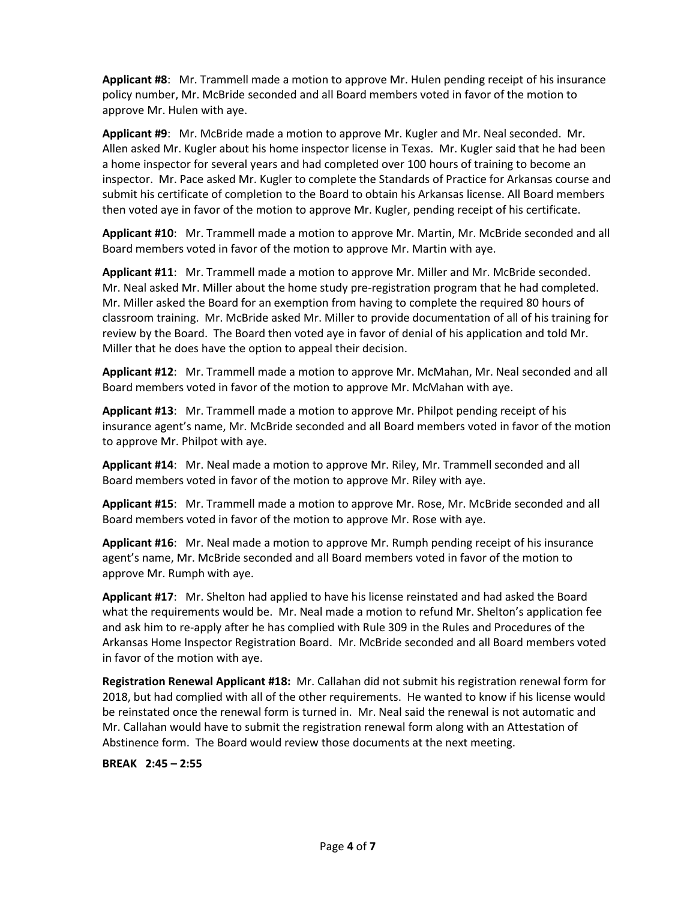**Applicant #8**: Mr. Trammell made a motion to approve Mr. Hulen pending receipt of his insurance policy number, Mr. McBride seconded and all Board members voted in favor of the motion to approve Mr. Hulen with aye.

**Applicant #9**: Mr. McBride made a motion to approve Mr. Kugler and Mr. Neal seconded. Mr. Allen asked Mr. Kugler about his home inspector license in Texas. Mr. Kugler said that he had been a home inspector for several years and had completed over 100 hours of training to become an inspector. Mr. Pace asked Mr. Kugler to complete the Standards of Practice for Arkansas course and submit his certificate of completion to the Board to obtain his Arkansas license. All Board members then voted aye in favor of the motion to approve Mr. Kugler, pending receipt of his certificate.

**Applicant #10**: Mr. Trammell made a motion to approve Mr. Martin, Mr. McBride seconded and all Board members voted in favor of the motion to approve Mr. Martin with aye.

**Applicant #11**: Mr. Trammell made a motion to approve Mr. Miller and Mr. McBride seconded. Mr. Neal asked Mr. Miller about the home study pre-registration program that he had completed. Mr. Miller asked the Board for an exemption from having to complete the required 80 hours of classroom training. Mr. McBride asked Mr. Miller to provide documentation of all of his training for review by the Board. The Board then voted aye in favor of denial of his application and told Mr. Miller that he does have the option to appeal their decision.

**Applicant #12**: Mr. Trammell made a motion to approve Mr. McMahan, Mr. Neal seconded and all Board members voted in favor of the motion to approve Mr. McMahan with aye.

**Applicant #13**: Mr. Trammell made a motion to approve Mr. Philpot pending receipt of his insurance agent's name, Mr. McBride seconded and all Board members voted in favor of the motion to approve Mr. Philpot with aye.

**Applicant #14**: Mr. Neal made a motion to approve Mr. Riley, Mr. Trammell seconded and all Board members voted in favor of the motion to approve Mr. Riley with aye.

**Applicant #15**: Mr. Trammell made a motion to approve Mr. Rose, Mr. McBride seconded and all Board members voted in favor of the motion to approve Mr. Rose with aye.

**Applicant #16**: Mr. Neal made a motion to approve Mr. Rumph pending receipt of his insurance agent's name, Mr. McBride seconded and all Board members voted in favor of the motion to approve Mr. Rumph with aye.

**Applicant #17**: Mr. Shelton had applied to have his license reinstated and had asked the Board what the requirements would be. Mr. Neal made a motion to refund Mr. Shelton's application fee and ask him to re-apply after he has complied with Rule 309 in the Rules and Procedures of the Arkansas Home Inspector Registration Board. Mr. McBride seconded and all Board members voted in favor of the motion with aye.

**Registration Renewal Applicant #18:** Mr. Callahan did not submit his registration renewal form for 2018, but had complied with all of the other requirements. He wanted to know if his license would be reinstated once the renewal form is turned in. Mr. Neal said the renewal is not automatic and Mr. Callahan would have to submit the registration renewal form along with an Attestation of Abstinence form. The Board would review those documents at the next meeting.

**BREAK 2:45 – 2:55**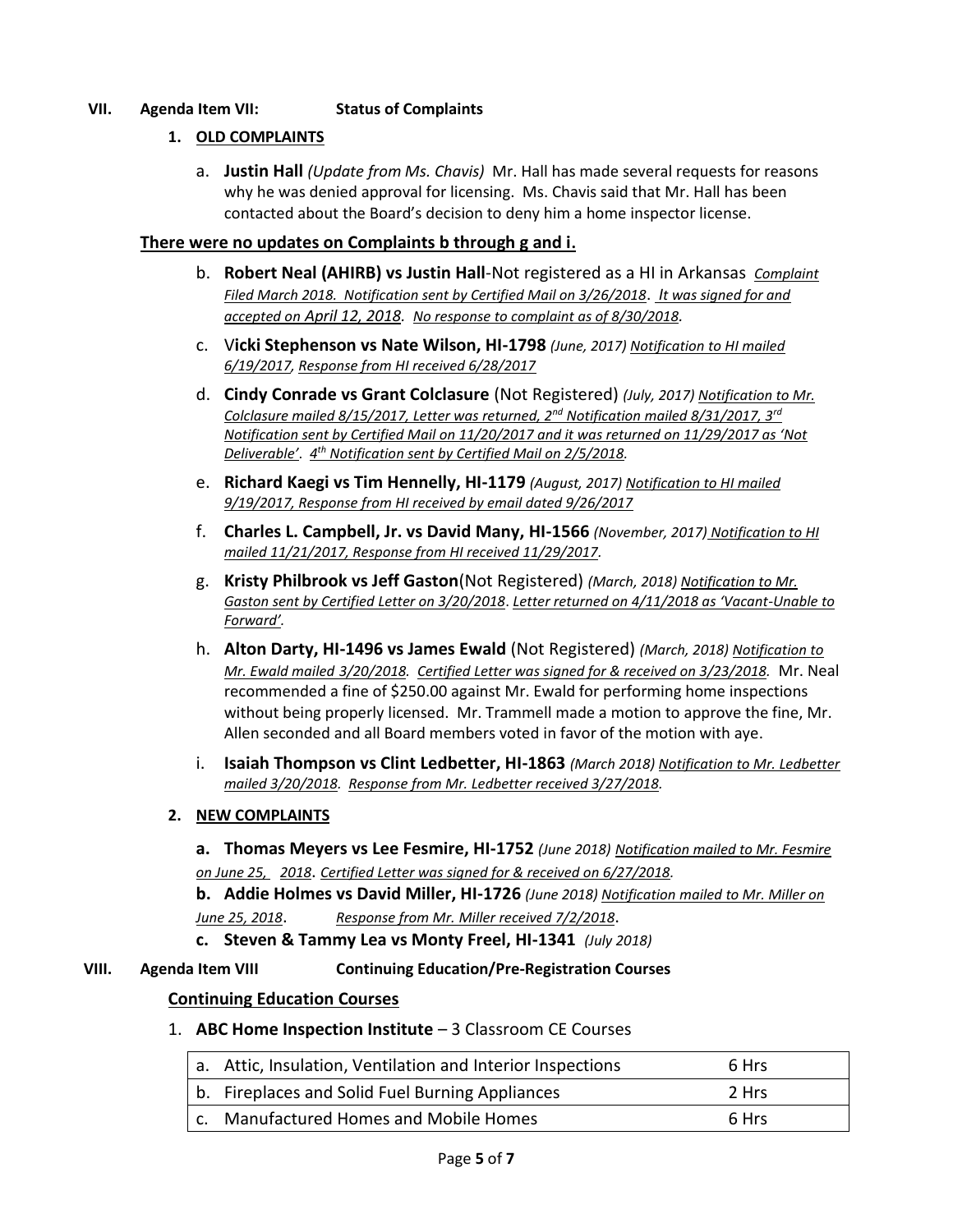**VII. Agenda Item VII: Status of Complaints**

**1. OLD COMPLAINTS**

a. **Justin Hall** *(Update from Ms. Chavis)* Mr. Hall has made several requests for reasons why he was denied approval for licensing. Ms. Chavis said that Mr. Hall has been contacted about the Board's decision to deny him a home inspector license.

**There were no updates on Complaints b through g and i.**

b. **Robert Neal (AHIRB) vs Justin Hall**-Not registered as a HI in Arkansas *Complaint Filed March 2018. Notification sent by Certified Mail on 3/26/2018. It was signed for and accepted on April 12, 2018. No response to complaint as of 8/30/2018.*

c. **Vicki Stephenson vs Nate Wilson, HI-1798** *(June, 2017) Notification to HI mailed 6/19/2017, Response from HI received 6/28/2017*

d. **Cindy Conrade vs Grant Colclasure** (Not Registered) *(July, 2017) Notification to Mr. Colclasure mailed 8/15/2017, Letter was returned, 2nd Notification mailed 8/31/2017, 3rd Notification sent by Certified Mail on 11/20/2017 and it was returned on 11/29/2017 as 'Not Deliverable'. 4th Notification sent by Certified Mail on 2/5/2018.*

e. **Richard Kaegi vs Tim Hennelly, HI-1179** *(August, 2017) Notification to HI mailed 9/19/2017, Response from HI received by email dated 9/26/2017*

f. **Charles L. Campbell, Jr. vs David Many, HI-1566** *(November, 2017) Notification to HI mailed 11/21/2017, Response from HI received 11/29/2017.*

g. **Kristy Philbrook vs Jeff Gaston**(Not Registered) *(March, 2018) Notification to Mr. Gaston sent by Certified Letter on 3/20/2018. Letter returned on 4/11/2018 as 'Vacant-Unable to Forward'.*

h. **Alton Darty, HI-1496 vs James Ewald** (Not Registered) *(March, 2018) Notification to Mr. Ewald mailed 3/20/2018. Certified Letter was signed for & received on 3/23/2018.* Mr. Neal recommended a fine of $250.00 against Mr. Ewald for performing home inspections without being properly licensed. Mr. Trammell made a motion to approve the fine, Mr. Allen seconded and all Board members voted in favor of the motion with aye.

i. **Isaiah Thompson vs Clint Ledbetter, HI-1863** *(March 2018) Notification to Mr. Ledbetter mailed 3/20/2018. Response from Mr. Ledbetter received 3/27/2018.*

**2. NEW COMPLAINTS**

**a. Thomas Meyers vs Lee Fesmire, HI-1752** *(June 2018) Notification mailed to Mr. Fesmire on June 25, 2018. Certified Letter was signed for & received on 6/27/2018.*

**b. Addie Holmes vs David Miller, HI-1726** *(June 2018) Notification mailed to Mr. Miller on June 25, 2018. Response from Mr. Miller received 7/2/2018.*

**c. Steven & Tammy Lea vs Monty Freel, HI-1341** *(July 2018)*

**VIII. Agenda Item VIII Continuing Education/Pre-Registration Courses**

**Continuing Education Courses**

1. **ABC Home Inspection Institute** – 3 Classroom CE Courses

| Course | Hours |
|---|---|
| a. Attic, Insulation, Ventilation and Interior Inspections | 6 Hrs |
| b. Fireplaces and Solid Fuel Burning Appliances | 2 Hrs |
| c. Manufactured Homes and Mobile Homes | 6 Hrs |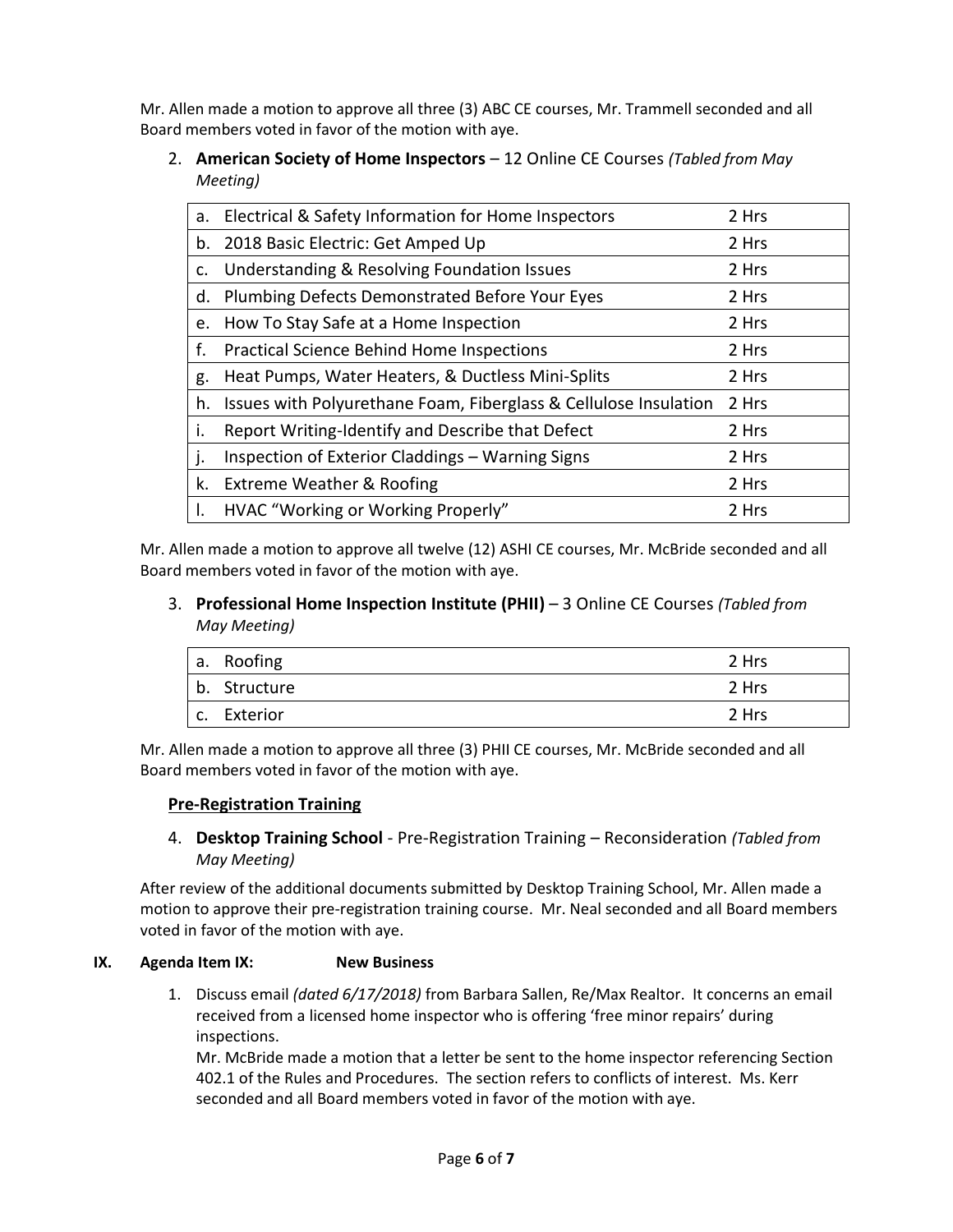Mr. Allen made a motion to approve all three (3) ABC CE courses, Mr. Trammell seconded and all Board members voted in favor of the motion with aye.

2. **American Society of Home Inspectors** – 12 Online CE Courses *(Tabled from May Meeting)*

| | | |
|---|---|---|
| a. | Electrical & Safety Information for Home Inspectors | 2 Hrs |
| b. | 2018 Basic Electric: Get Amped Up | 2 Hrs |
| c. | Understanding & Resolving Foundation Issues | 2 Hrs |
| d. | Plumbing Defects Demonstrated Before Your Eyes | 2 Hrs |
| e. | How To Stay Safe at a Home Inspection | 2 Hrs |
| f. | Practical Science Behind Home Inspections | 2 Hrs |
| g. | Heat Pumps, Water Heaters, & Ductless Mini-Splits | 2 Hrs |
| h. | Issues with Polyurethane Foam, Fiberglass & Cellulose Insulation | 2 Hrs |
| i. | Report Writing-Identify and Describe that Defect | 2 Hrs |
| j. | Inspection of Exterior Claddings – Warning Signs | 2 Hrs |
| k. | Extreme Weather & Roofing | 2 Hrs |
| l. | HVAC "Working or Working Properly" | 2 Hrs |

Mr. Allen made a motion to approve all twelve (12) ASHI CE courses, Mr. McBride seconded and all Board members voted in favor of the motion with aye.

3. **Professional Home Inspection Institute (PHII)** – 3 Online CE Courses *(Tabled from May Meeting)*

| | | |
|---|---|---|
| a. | Roofing | 2 Hrs |
| b. | Structure | 2 Hrs |
| c. | Exterior | 2 Hrs |

Mr. Allen made a motion to approve all three (3) PHII CE courses, Mr. McBride seconded and all Board members voted in favor of the motion with aye.

**Pre-Registration Training**

4. **Desktop Training School** - Pre-Registration Training – Reconsideration *(Tabled from May Meeting)*

After review of the additional documents submitted by Desktop Training School, Mr. Allen made a motion to approve their pre-registration training course. Mr. Neal seconded and all Board members voted in favor of the motion with aye.

**IX. Agenda Item IX: New Business**

1. Discuss email *(dated 6/17/2018)* from Barbara Sallen, Re/Max Realtor. It concerns an email received from a licensed home inspector who is offering 'free minor repairs' during inspections.
   Mr. McBride made a motion that a letter be sent to the home inspector referencing Section 402.1 of the Rules and Procedures. The section refers to conflicts of interest. Ms. Kerr seconded and all Board members voted in favor of the motion with aye.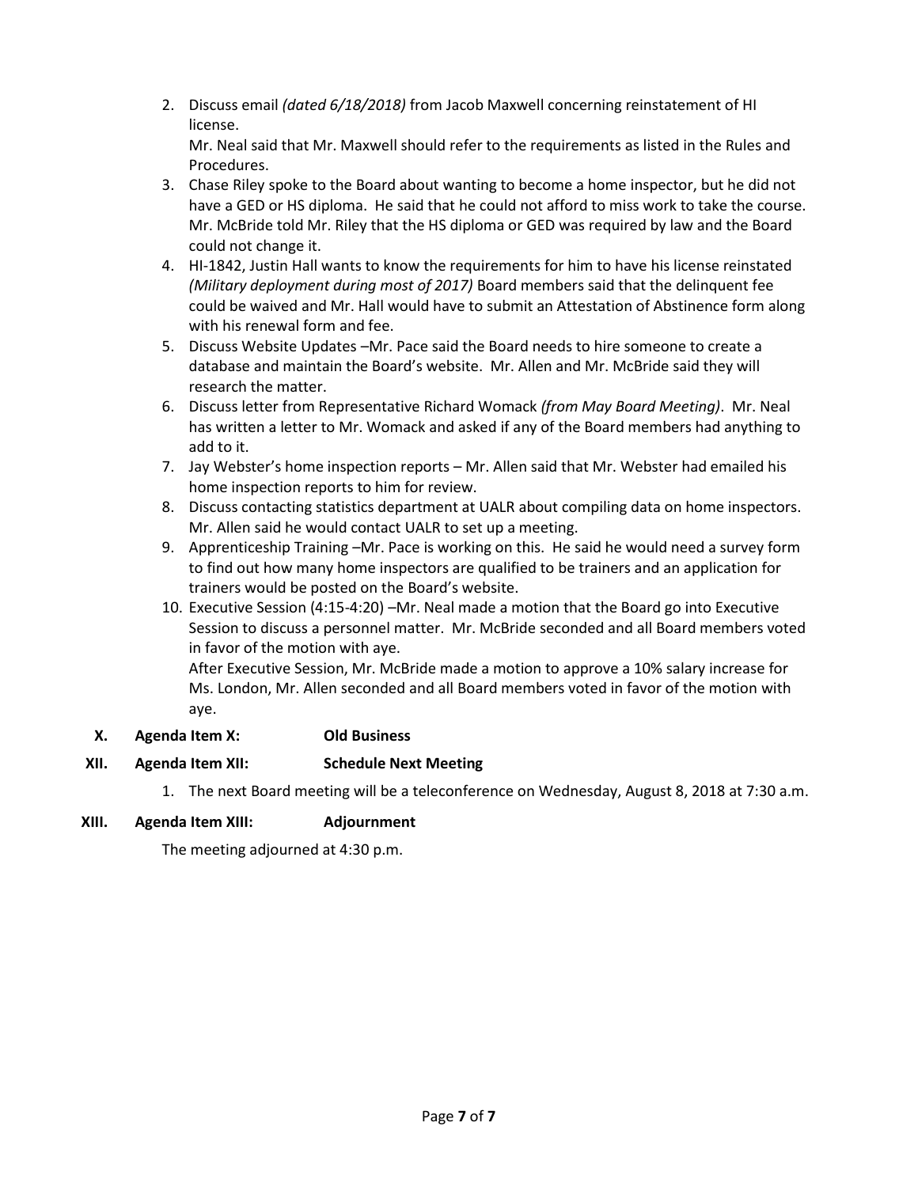2. Discuss email *(dated 6/18/2018)* from Jacob Maxwell concerning reinstatement of HI license.
   Mr. Neal said that Mr. Maxwell should refer to the requirements as listed in the Rules and Procedures.
3. Chase Riley spoke to the Board about wanting to become a home inspector, but he did not have a GED or HS diploma. He said that he could not afford to miss work to take the course. Mr. McBride told Mr. Riley that the HS diploma or GED was required by law and the Board could not change it.
4. HI-1842, Justin Hall wants to know the requirements for him to have his license reinstated *(Military deployment during most of 2017)* Board members said that the delinquent fee could be waived and Mr. Hall would have to submit an Attestation of Abstinence form along with his renewal form and fee.
5. Discuss Website Updates –Mr. Pace said the Board needs to hire someone to create a database and maintain the Board's website. Mr. Allen and Mr. McBride said they will research the matter.
6. Discuss letter from Representative Richard Womack *(from May Board Meeting)*. Mr. Neal has written a letter to Mr. Womack and asked if any of the Board members had anything to add to it.
7. Jay Webster's home inspection reports – Mr. Allen said that Mr. Webster had emailed his home inspection reports to him for review.
8. Discuss contacting statistics department at UALR about compiling data on home inspectors. Mr. Allen said he would contact UALR to set up a meeting.
9. Apprenticeship Training –Mr. Pace is working on this. He said he would need a survey form to find out how many home inspectors are qualified to be trainers and an application for trainers would be posted on the Board's website.
10. Executive Session (4:15-4:20) –Mr. Neal made a motion that the Board go into Executive Session to discuss a personnel matter. Mr. McBride seconded and all Board members voted in favor of the motion with aye.
    After Executive Session, Mr. McBride made a motion to approve a 10% salary increase for Ms. London, Mr. Allen seconded and all Board members voted in favor of the motion with aye.

**X. Agenda Item X: Old Business**

**XII. Agenda Item XII: Schedule Next Meeting**

1. The next Board meeting will be a teleconference on Wednesday, August 8, 2018 at 7:30 a.m.

**XIII. Agenda Item XIII: Adjournment**

The meeting adjourned at 4:30 p.m.